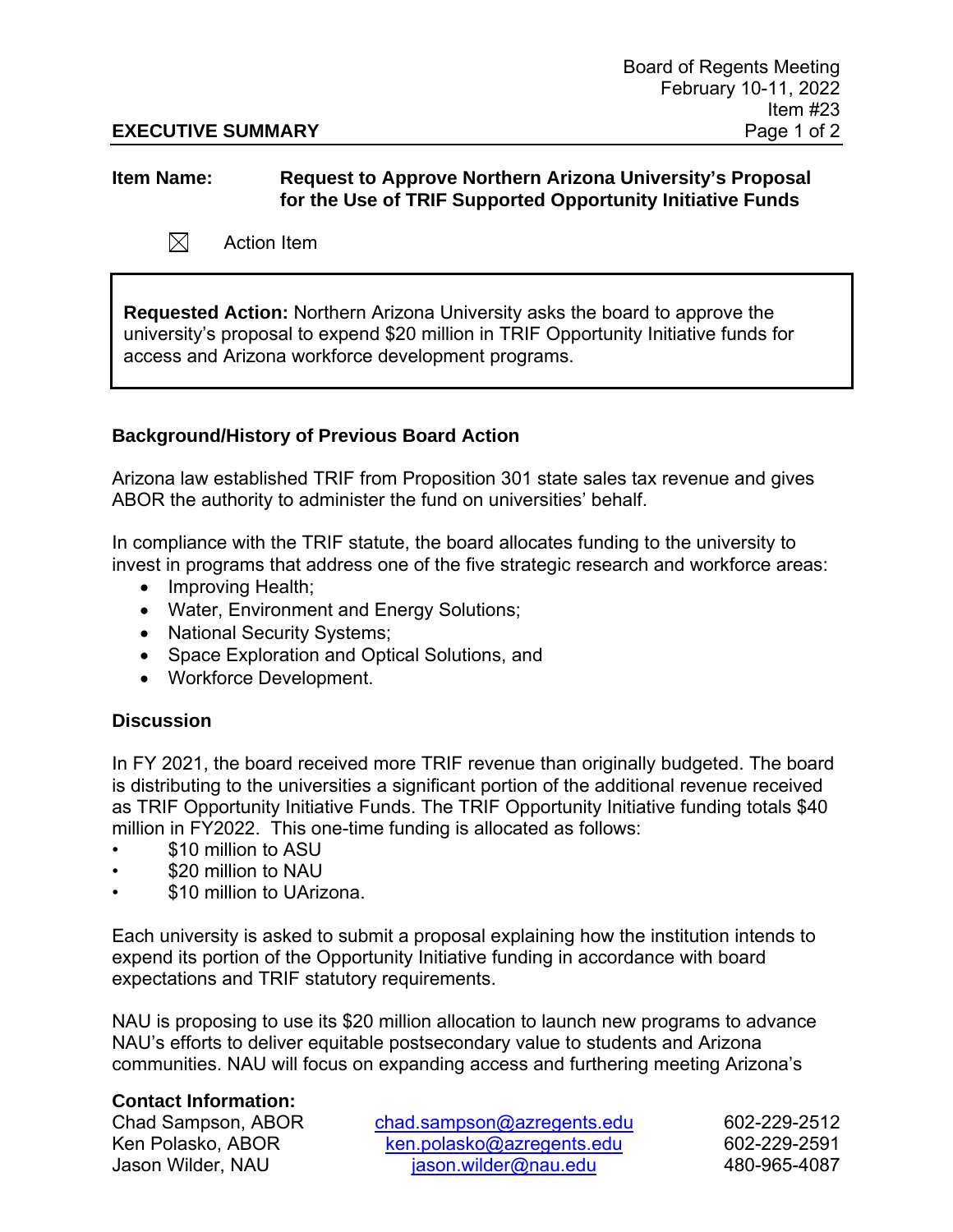Board of Regents Meeting
February 10-11, 2022
Item #23

**EXECUTIVE SUMMARY**

**Item Name:** **Request to Approve Northern Arizona University's Proposal for the Use of TRIF Supported Opportunity Initiative Funds**

☒ Action Item

**Requested Action:** Northern Arizona University asks the board to approve the university's proposal to expend $20 million in TRIF Opportunity Initiative funds for access and Arizona workforce development programs.

### Background/History of Previous Board Action

Arizona law established TRIF from Proposition 301 state sales tax revenue and gives ABOR the authority to administer the fund on universities' behalf.

In compliance with the TRIF statute, the board allocates funding to the university to invest in programs that address one of the five strategic research and workforce areas:

- Improving Health;
- Water, Environment and Energy Solutions;
- National Security Systems;
- Space Exploration and Optical Solutions, and
- Workforce Development.

### Discussion

In FY 2021, the board received more TRIF revenue than originally budgeted. The board is distributing to the universities a significant portion of the additional revenue received as TRIF Opportunity Initiative Funds. The TRIF Opportunity Initiative funding totals $40 million in FY2022. This one-time funding is allocated as follows:

- $10 million to ASU
- $20 million to NAU
- $10 million to UArizona.

Each university is asked to submit a proposal explaining how the institution intends to expend its portion of the Opportunity Initiative funding in accordance with board expectations and TRIF statutory requirements.

NAU is proposing to use its $20 million allocation to launch new programs to advance NAU's efforts to deliver equitable postsecondary value to students and Arizona communities. NAU will focus on expanding access and furthering meeting Arizona's

**Contact Information:**

| | | |
|---|---|---|
| Chad Sampson, ABOR | chad.sampson@azregents.edu | 602-229-2512 |
| Ken Polasko, ABOR | ken.polasko@azregents.edu | 602-229-2591 |
| Jason Wilder, NAU | jason.wilder@nau.edu | 480-965-4087 |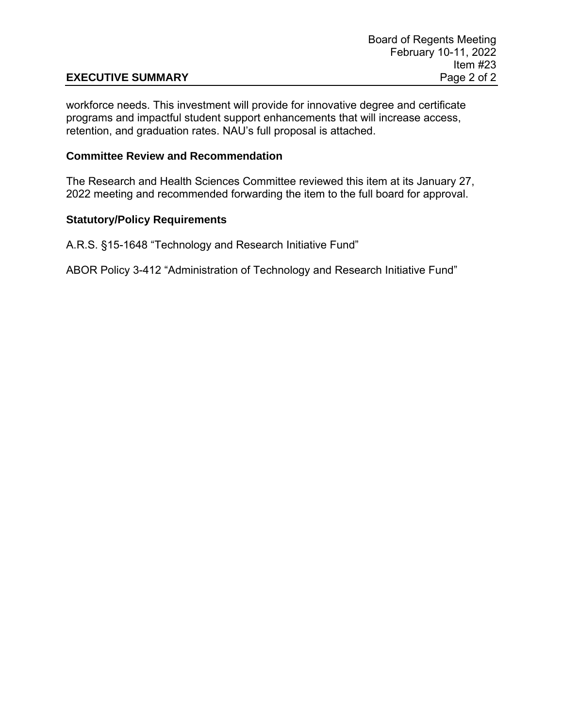workforce needs. This investment will provide for innovative degree and certificate programs and impactful student support enhancements that will increase access, retention, and graduation rates. NAU's full proposal is attached.

### Committee Review and Recommendation

The Research and Health Sciences Committee reviewed this item at its January 27, 2022 meeting and recommended forwarding the item to the full board for approval.

### Statutory/Policy Requirements

A.R.S. §15-1648 "Technology and Research Initiative Fund"

ABOR Policy 3-412 "Administration of Technology and Research Initiative Fund"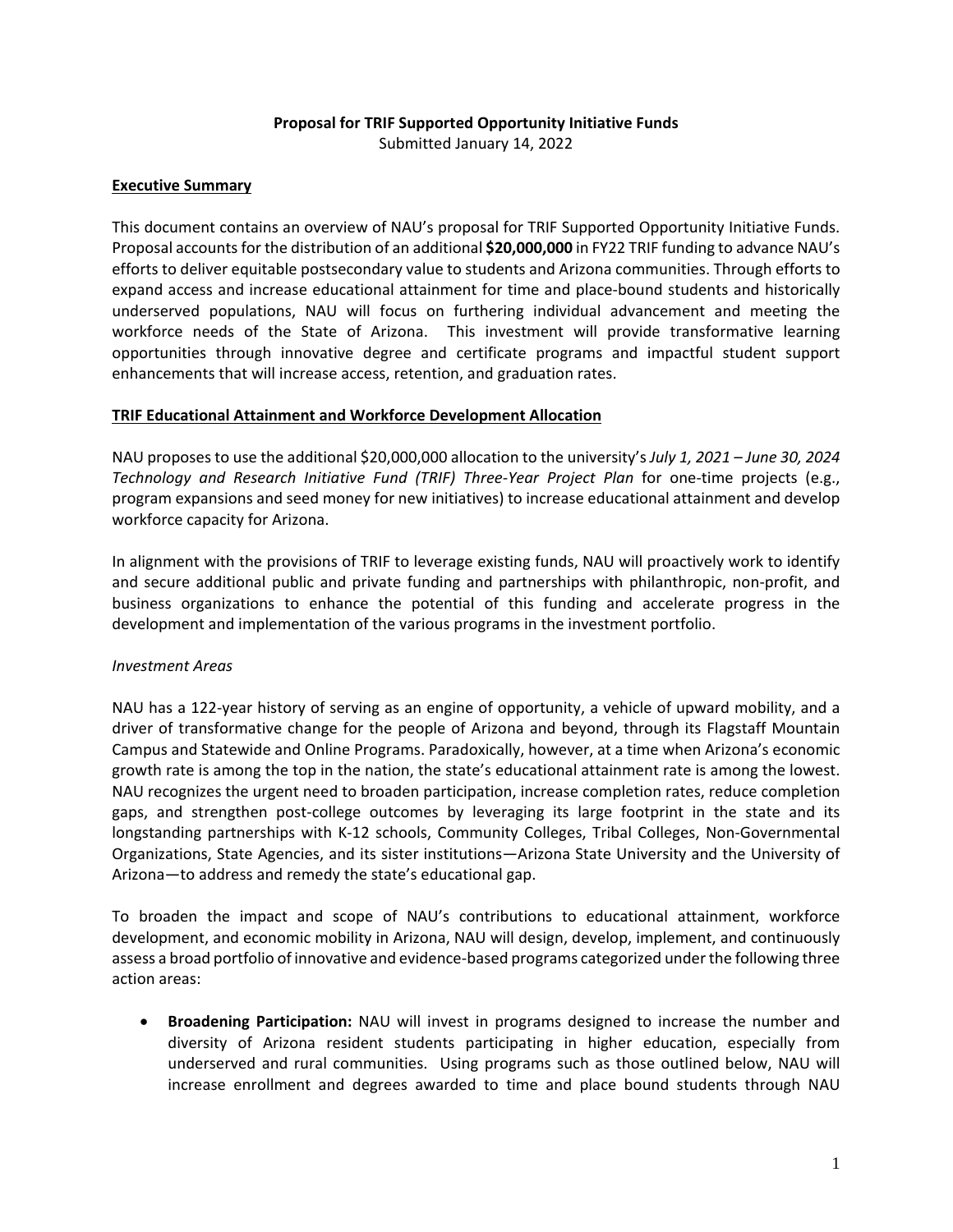**Proposal for TRIF Supported Opportunity Initiative Funds**

Submitted January 14, 2022

**Executive Summary**

This document contains an overview of NAU's proposal for TRIF Supported Opportunity Initiative Funds. Proposal accounts for the distribution of an additional **$20,000,000** in FY22 TRIF funding to advance NAU's efforts to deliver equitable postsecondary value to students and Arizona communities. Through efforts to expand access and increase educational attainment for time and place-bound students and historically underserved populations, NAU will focus on furthering individual advancement and meeting the workforce needs of the State of Arizona. This investment will provide transformative learning opportunities through innovative degree and certificate programs and impactful student support enhancements that will increase access, retention, and graduation rates.

**TRIF Educational Attainment and Workforce Development Allocation**

NAU proposes to use the additional $20,000,000 allocation to the university's *July 1, 2021 – June 30, 2024 Technology and Research Initiative Fund (TRIF) Three-Year Project Plan* for one-time projects (e.g., program expansions and seed money for new initiatives) to increase educational attainment and develop workforce capacity for Arizona.

In alignment with the provisions of TRIF to leverage existing funds, NAU will proactively work to identify and secure additional public and private funding and partnerships with philanthropic, non-profit, and business organizations to enhance the potential of this funding and accelerate progress in the development and implementation of the various programs in the investment portfolio.

*Investment Areas*

NAU has a 122-year history of serving as an engine of opportunity, a vehicle of upward mobility, and a driver of transformative change for the people of Arizona and beyond, through its Flagstaff Mountain Campus and Statewide and Online Programs. Paradoxically, however, at a time when Arizona's economic growth rate is among the top in the nation, the state's educational attainment rate is among the lowest. NAU recognizes the urgent need to broaden participation, increase completion rates, reduce completion gaps, and strengthen post-college outcomes by leveraging its large footprint in the state and its longstanding partnerships with K-12 schools, Community Colleges, Tribal Colleges, Non-Governmental Organizations, State Agencies, and its sister institutions—Arizona State University and the University of Arizona—to address and remedy the state's educational gap.

To broaden the impact and scope of NAU's contributions to educational attainment, workforce development, and economic mobility in Arizona, NAU will design, develop, implement, and continuously assess a broad portfolio of innovative and evidence-based programs categorized under the following three action areas:

- **Broadening Participation:** NAU will invest in programs designed to increase the number and diversity of Arizona resident students participating in higher education, especially from underserved and rural communities. Using programs such as those outlined below, NAU will increase enrollment and degrees awarded to time and place bound students through NAU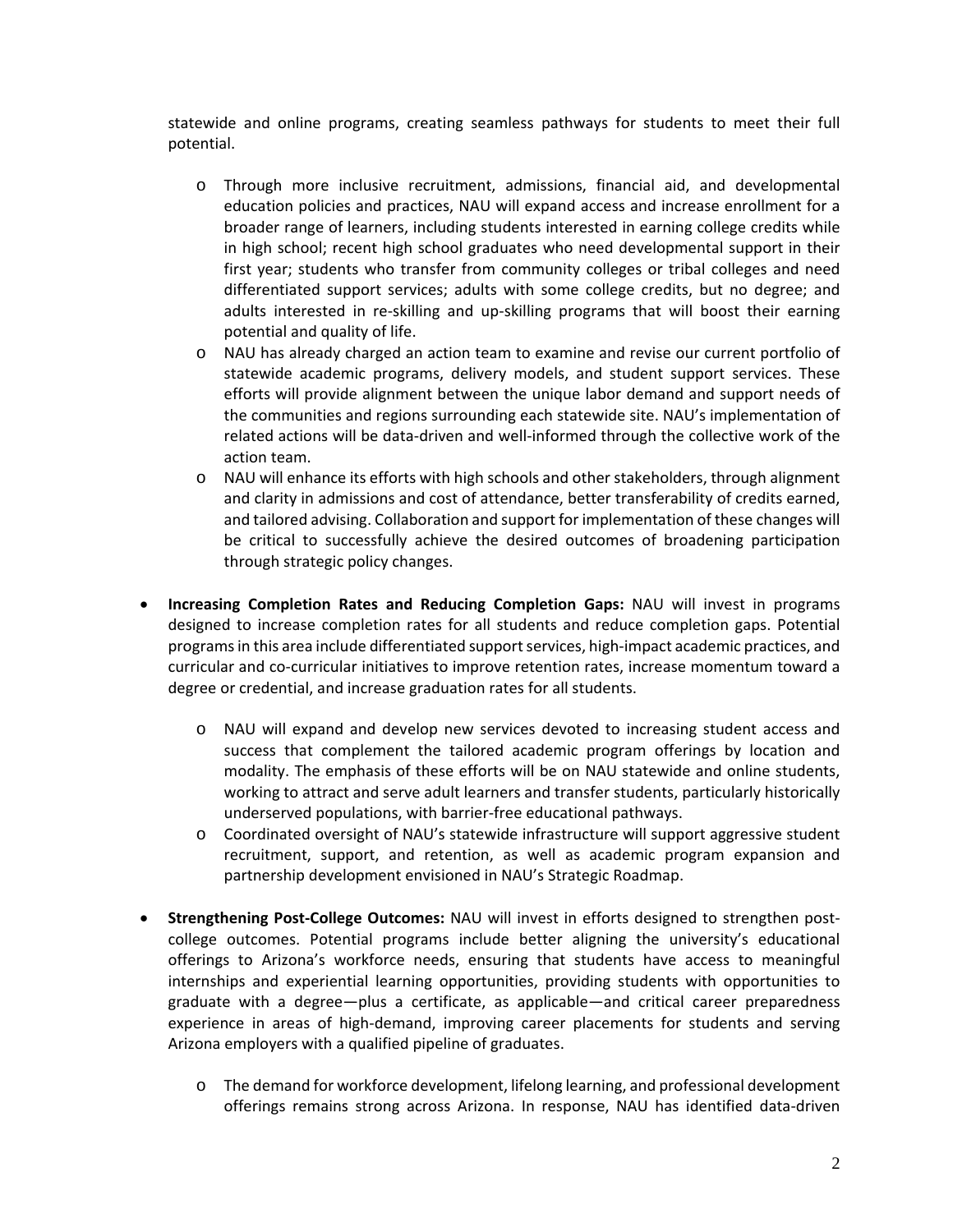statewide and online programs, creating seamless pathways for students to meet their full potential.

  - Through more inclusive recruitment, admissions, financial aid, and developmental education policies and practices, NAU will expand access and increase enrollment for a broader range of learners, including students interested in earning college credits while in high school; recent high school graduates who need developmental support in their first year; students who transfer from community colleges or tribal colleges and need differentiated support services; adults with some college credits, but no degree; and adults interested in re-skilling and up-skilling programs that will boost their earning potential and quality of life.
  - NAU has already charged an action team to examine and revise our current portfolio of statewide academic programs, delivery models, and student support services. These efforts will provide alignment between the unique labor demand and support needs of the communities and regions surrounding each statewide site. NAU's implementation of related actions will be data-driven and well-informed through the collective work of the action team.
  - NAU will enhance its efforts with high schools and other stakeholders, through alignment and clarity in admissions and cost of attendance, better transferability of credits earned, and tailored advising. Collaboration and support for implementation of these changes will be critical to successfully achieve the desired outcomes of broadening participation through strategic policy changes.

- **Increasing Completion Rates and Reducing Completion Gaps:** NAU will invest in programs designed to increase completion rates for all students and reduce completion gaps. Potential programs in this area include differentiated support services, high-impact academic practices, and curricular and co-curricular initiatives to improve retention rates, increase momentum toward a degree or credential, and increase graduation rates for all students.

  - NAU will expand and develop new services devoted to increasing student access and success that complement the tailored academic program offerings by location and modality. The emphasis of these efforts will be on NAU statewide and online students, working to attract and serve adult learners and transfer students, particularly historically underserved populations, with barrier-free educational pathways.
  - Coordinated oversight of NAU's statewide infrastructure will support aggressive student recruitment, support, and retention, as well as academic program expansion and partnership development envisioned in NAU's Strategic Roadmap.

- **Strengthening Post-College Outcomes:** NAU will invest in efforts designed to strengthen post-college outcomes. Potential programs include better aligning the university's educational offerings to Arizona's workforce needs, ensuring that students have access to meaningful internships and experiential learning opportunities, providing students with opportunities to graduate with a degree—plus a certificate, as applicable—and critical career preparedness experience in areas of high-demand, improving career placements for students and serving Arizona employers with a qualified pipeline of graduates.

  - The demand for workforce development, lifelong learning, and professional development offerings remains strong across Arizona. In response, NAU has identified data-driven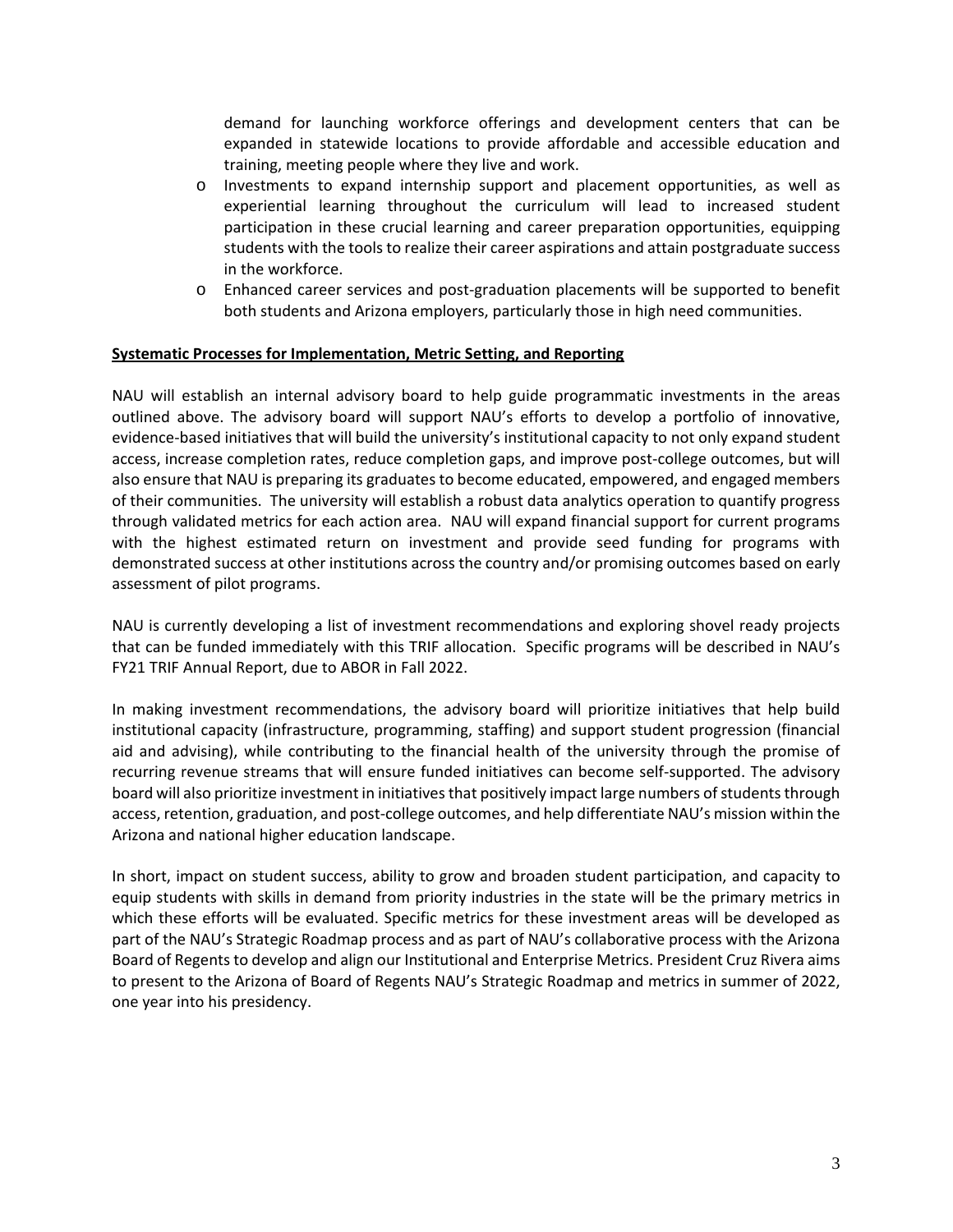demand for launching workforce offerings and development centers that can be expanded in statewide locations to provide affordable and accessible education and training, meeting people where they live and work.

- Investments to expand internship support and placement opportunities, as well as experiential learning throughout the curriculum will lead to increased student participation in these crucial learning and career preparation opportunities, equipping students with the tools to realize their career aspirations and attain postgraduate success in the workforce.
- Enhanced career services and post-graduation placements will be supported to benefit both students and Arizona employers, particularly those in high need communities.

**Systematic Processes for Implementation, Metric Setting, and Reporting**

NAU will establish an internal advisory board to help guide programmatic investments in the areas outlined above. The advisory board will support NAU's efforts to develop a portfolio of innovative, evidence-based initiatives that will build the university's institutional capacity to not only expand student access, increase completion rates, reduce completion gaps, and improve post-college outcomes, but will also ensure that NAU is preparing its graduates to become educated, empowered, and engaged members of their communities. The university will establish a robust data analytics operation to quantify progress through validated metrics for each action area. NAU will expand financial support for current programs with the highest estimated return on investment and provide seed funding for programs with demonstrated success at other institutions across the country and/or promising outcomes based on early assessment of pilot programs.

NAU is currently developing a list of investment recommendations and exploring shovel ready projects that can be funded immediately with this TRIF allocation. Specific programs will be described in NAU's FY21 TRIF Annual Report, due to ABOR in Fall 2022.

In making investment recommendations, the advisory board will prioritize initiatives that help build institutional capacity (infrastructure, programming, staffing) and support student progression (financial aid and advising), while contributing to the financial health of the university through the promise of recurring revenue streams that will ensure funded initiatives can become self-supported. The advisory board will also prioritize investment in initiatives that positively impact large numbers of students through access, retention, graduation, and post-college outcomes, and help differentiate NAU's mission within the Arizona and national higher education landscape.

In short, impact on student success, ability to grow and broaden student participation, and capacity to equip students with skills in demand from priority industries in the state will be the primary metrics in which these efforts will be evaluated. Specific metrics for these investment areas will be developed as part of the NAU's Strategic Roadmap process and as part of NAU's collaborative process with the Arizona Board of Regents to develop and align our Institutional and Enterprise Metrics. President Cruz Rivera aims to present to the Arizona of Board of Regents NAU's Strategic Roadmap and metrics in summer of 2022, one year into his presidency.